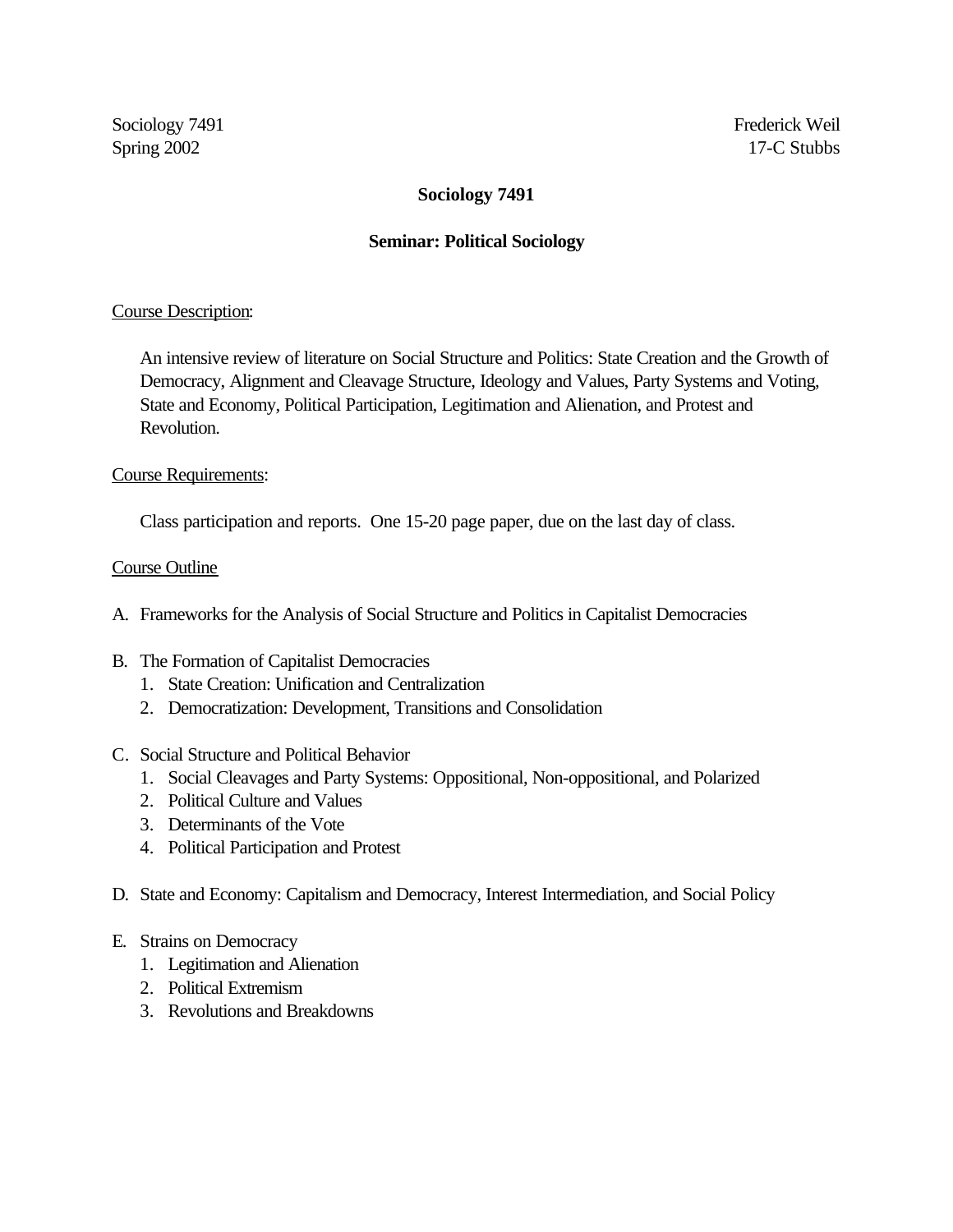Sociology 7491
Spring 2002

Frederick Weil
17-C Stubbs

# Sociology 7491

## Seminar: Political Sociology

Course Description:

An intensive review of literature on Social Structure and Politics: State Creation and the Growth of Democracy, Alignment and Cleavage Structure, Ideology and Values, Party Systems and Voting, State and Economy, Political Participation, Legitimation and Alienation, and Protest and Revolution.

Course Requirements:

Class participation and reports. One 15-20 page paper, due on the last day of class.

Course Outline

A. Frameworks for the Analysis of Social Structure and Politics in Capitalist Democracies

B. The Formation of Capitalist Democracies
   1. State Creation: Unification and Centralization
   2. Democratization: Development, Transitions and Consolidation

C. Social Structure and Political Behavior
   1. Social Cleavages and Party Systems: Oppositional, Non-oppositional, and Polarized
   2. Political Culture and Values
   3. Determinants of the Vote
   4. Political Participation and Protest

D. State and Economy: Capitalism and Democracy, Interest Intermediation, and Social Policy

E. Strains on Democracy
   1. Legitimation and Alienation
   2. Political Extremism
   3. Revolutions and Breakdowns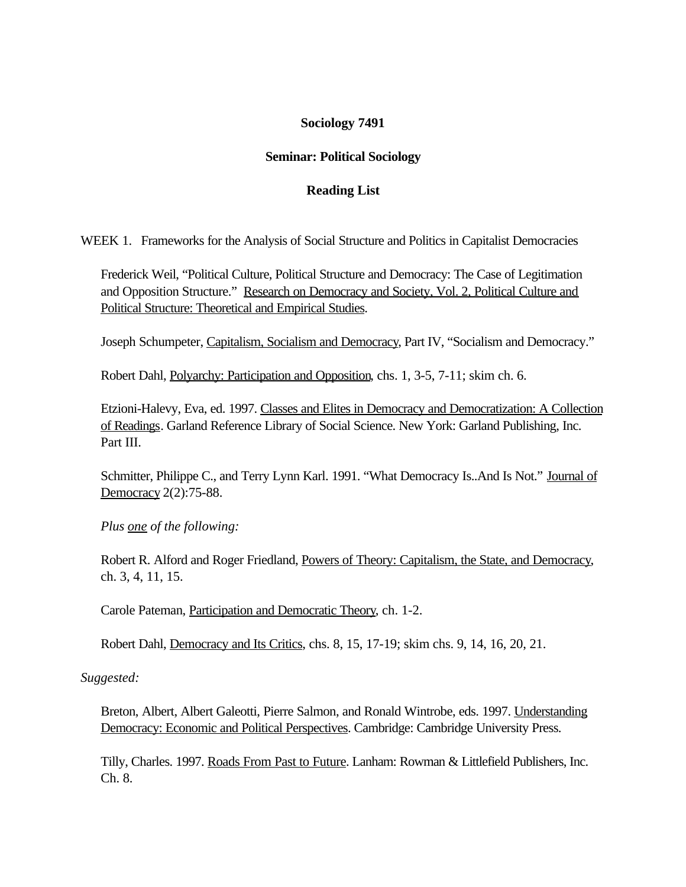**Sociology 7491**

**Seminar: Political Sociology**

**Reading List**

WEEK 1. Frameworks for the Analysis of Social Structure and Politics in Capitalist Democracies

Frederick Weil, "Political Culture, Political Structure and Democracy: The Case of Legitimation and Opposition Structure." Research on Democracy and Society, Vol. 2, Political Culture and Political Structure: Theoretical and Empirical Studies.

Joseph Schumpeter, Capitalism, Socialism and Democracy, Part IV, "Socialism and Democracy."

Robert Dahl, Polyarchy: Participation and Opposition, chs. 1, 3-5, 7-11; skim ch. 6.

Etzioni-Halevy, Eva, ed. 1997. Classes and Elites in Democracy and Democratization: A Collection of Readings. Garland Reference Library of Social Science. New York: Garland Publishing, Inc. Part III.

Schmitter, Philippe C., and Terry Lynn Karl. 1991. "What Democracy Is..And Is Not." Journal of Democracy 2(2):75-88.

*Plus one of the following:*

Robert R. Alford and Roger Friedland, Powers of Theory: Capitalism, the State, and Democracy, ch. 3, 4, 11, 15.

Carole Pateman, Participation and Democratic Theory, ch. 1-2.

Robert Dahl, Democracy and Its Critics, chs. 8, 15, 17-19; skim chs. 9, 14, 16, 20, 21.

*Suggested:*

Breton, Albert, Albert Galeotti, Pierre Salmon, and Ronald Wintrobe, eds. 1997. Understanding Democracy: Economic and Political Perspectives. Cambridge: Cambridge University Press.

Tilly, Charles. 1997. Roads From Past to Future. Lanham: Rowman & Littlefield Publishers, Inc. Ch. 8.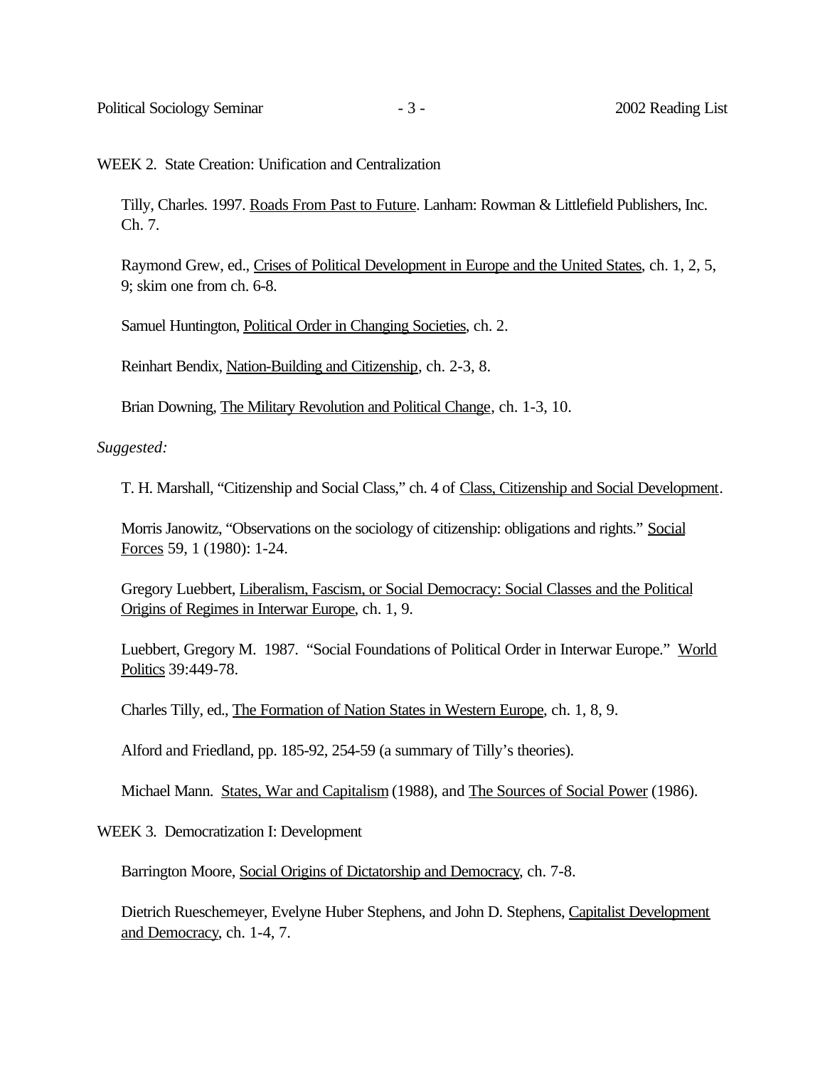WEEK 2. State Creation: Unification and Centralization

Tilly, Charles. 1997. Roads From Past to Future. Lanham: Rowman & Littlefield Publishers, Inc. Ch. 7.

Raymond Grew, ed., Crises of Political Development in Europe and the United States, ch. 1, 2, 5, 9; skim one from ch. 6-8.

Samuel Huntington, Political Order in Changing Societies, ch. 2.

Reinhart Bendix, Nation-Building and Citizenship, ch. 2-3, 8.

Brian Downing, The Military Revolution and Political Change, ch. 1-3, 10.

*Suggested:*

T. H. Marshall, "Citizenship and Social Class," ch. 4 of Class, Citizenship and Social Development.

Morris Janowitz, "Observations on the sociology of citizenship: obligations and rights." Social Forces 59, 1 (1980): 1-24.

Gregory Luebbert, Liberalism, Fascism, or Social Democracy: Social Classes and the Political Origins of Regimes in Interwar Europe, ch. 1, 9.

Luebbert, Gregory M. 1987. "Social Foundations of Political Order in Interwar Europe." World Politics 39:449-78.

Charles Tilly, ed., The Formation of Nation States in Western Europe, ch. 1, 8, 9.

Alford and Friedland, pp. 185-92, 254-59 (a summary of Tilly's theories).

Michael Mann. States, War and Capitalism (1988), and The Sources of Social Power (1986).

WEEK 3. Democratization I: Development

Barrington Moore, Social Origins of Dictatorship and Democracy, ch. 7-8.

Dietrich Rueschemeyer, Evelyne Huber Stephens, and John D. Stephens, Capitalist Development and Democracy, ch. 1-4, 7.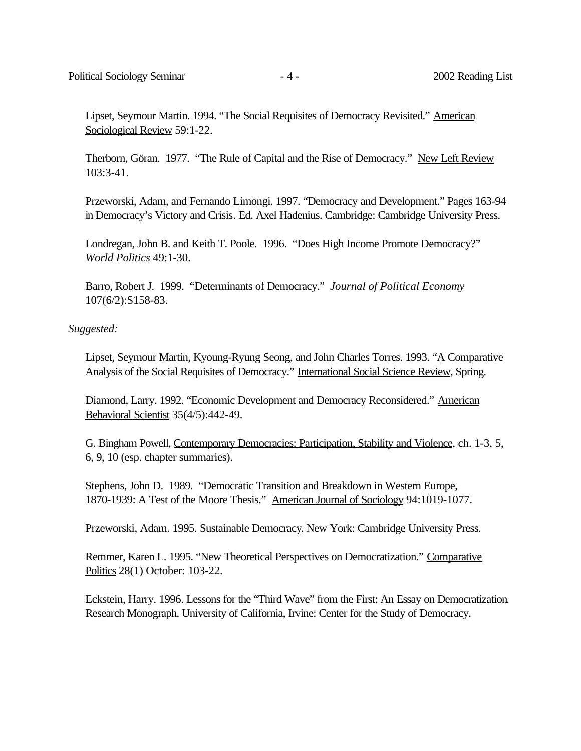Lipset, Seymour Martin. 1994. "The Social Requisites of Democracy Revisited." American Sociological Review 59:1-22.

Therborn, Göran. 1977. "The Rule of Capital and the Rise of Democracy." New Left Review 103:3-41.

Przeworski, Adam, and Fernando Limongi. 1997. "Democracy and Development." Pages 163-94 in Democracy's Victory and Crisis. Ed. Axel Hadenius. Cambridge: Cambridge University Press.

Londregan, John B. and Keith T. Poole. 1996. "Does High Income Promote Democracy?" *World Politics* 49:1-30.

Barro, Robert J. 1999. "Determinants of Democracy." *Journal of Political Economy* 107(6/2):S158-83.

*Suggested:*

Lipset, Seymour Martin, Kyoung-Ryung Seong, and John Charles Torres. 1993. "A Comparative Analysis of the Social Requisites of Democracy." International Social Science Review, Spring.

Diamond, Larry. 1992. "Economic Development and Democracy Reconsidered." American Behavioral Scientist 35(4/5):442-49.

G. Bingham Powell, Contemporary Democracies: Participation, Stability and Violence, ch. 1-3, 5, 6, 9, 10 (esp. chapter summaries).

Stephens, John D. 1989. "Democratic Transition and Breakdown in Western Europe, 1870-1939: A Test of the Moore Thesis." American Journal of Sociology 94:1019-1077.

Przeworski, Adam. 1995. Sustainable Democracy. New York: Cambridge University Press.

Remmer, Karen L. 1995. "New Theoretical Perspectives on Democratization." Comparative Politics 28(1) October: 103-22.

Eckstein, Harry. 1996. Lessons for the "Third Wave" from the First: An Essay on Democratization. Research Monograph. University of California, Irvine: Center for the Study of Democracy.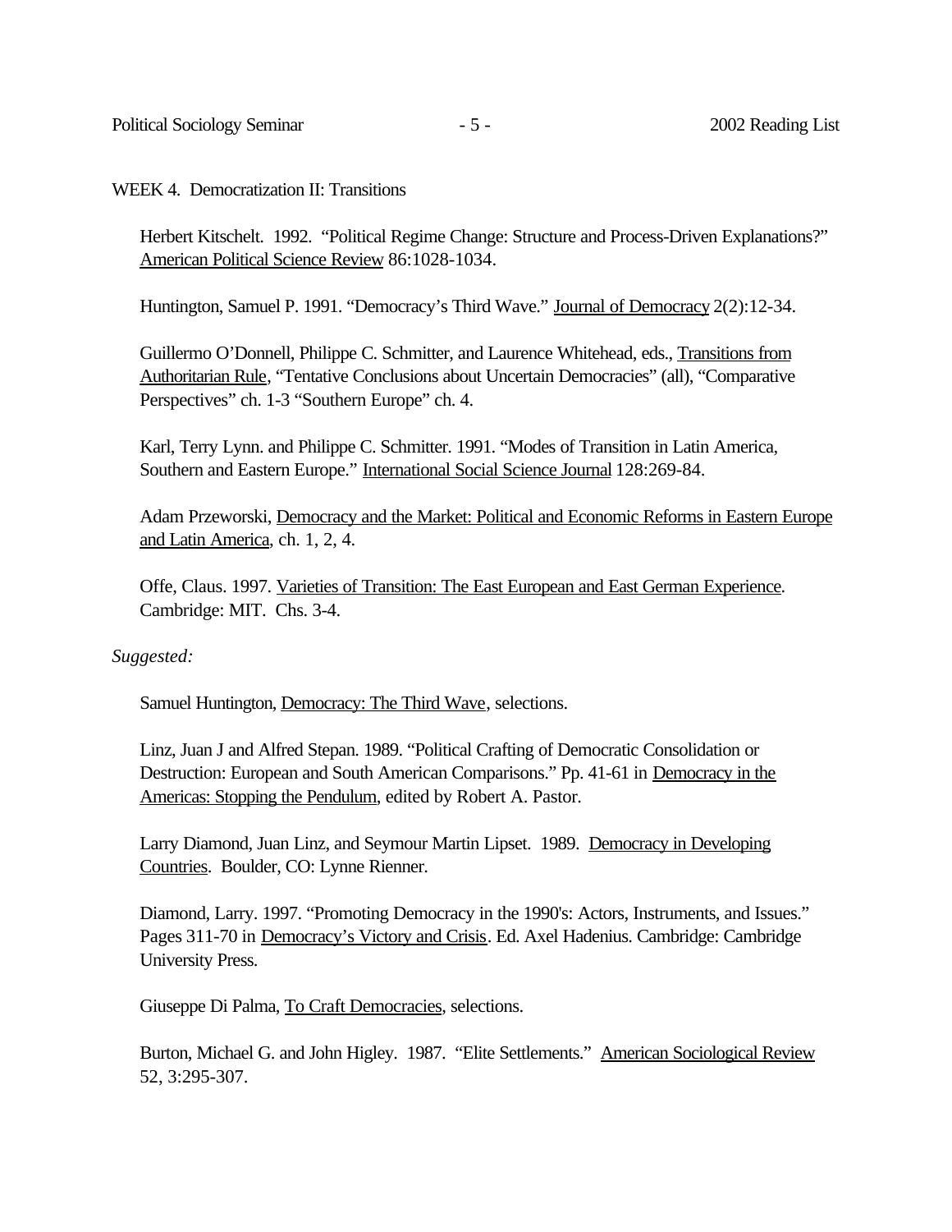WEEK 4. Democratization II: Transitions

Herbert Kitschelt. 1992. "Political Regime Change: Structure and Process-Driven Explanations?" American Political Science Review 86:1028-1034.

Huntington, Samuel P. 1991. "Democracy's Third Wave." Journal of Democracy 2(2):12-34.

Guillermo O'Donnell, Philippe C. Schmitter, and Laurence Whitehead, eds., Transitions from Authoritarian Rule, "Tentative Conclusions about Uncertain Democracies" (all), "Comparative Perspectives" ch. 1-3 "Southern Europe" ch. 4.

Karl, Terry Lynn. and Philippe C. Schmitter. 1991. "Modes of Transition in Latin America, Southern and Eastern Europe." International Social Science Journal 128:269-84.

Adam Przeworski, Democracy and the Market: Political and Economic Reforms in Eastern Europe and Latin America, ch. 1, 2, 4.

Offe, Claus. 1997. Varieties of Transition: The East European and East German Experience. Cambridge: MIT. Chs. 3-4.

*Suggested:*

Samuel Huntington, Democracy: The Third Wave, selections.

Linz, Juan J and Alfred Stepan. 1989. "Political Crafting of Democratic Consolidation or Destruction: European and South American Comparisons." Pp. 41-61 in Democracy in the Americas: Stopping the Pendulum, edited by Robert A. Pastor.

Larry Diamond, Juan Linz, and Seymour Martin Lipset. 1989. Democracy in Developing Countries. Boulder, CO: Lynne Rienner.

Diamond, Larry. 1997. "Promoting Democracy in the 1990's: Actors, Instruments, and Issues." Pages 311-70 in Democracy's Victory and Crisis. Ed. Axel Hadenius. Cambridge: Cambridge University Press.

Giuseppe Di Palma, To Craft Democracies, selections.

Burton, Michael G. and John Higley. 1987. "Elite Settlements." American Sociological Review 52, 3:295-307.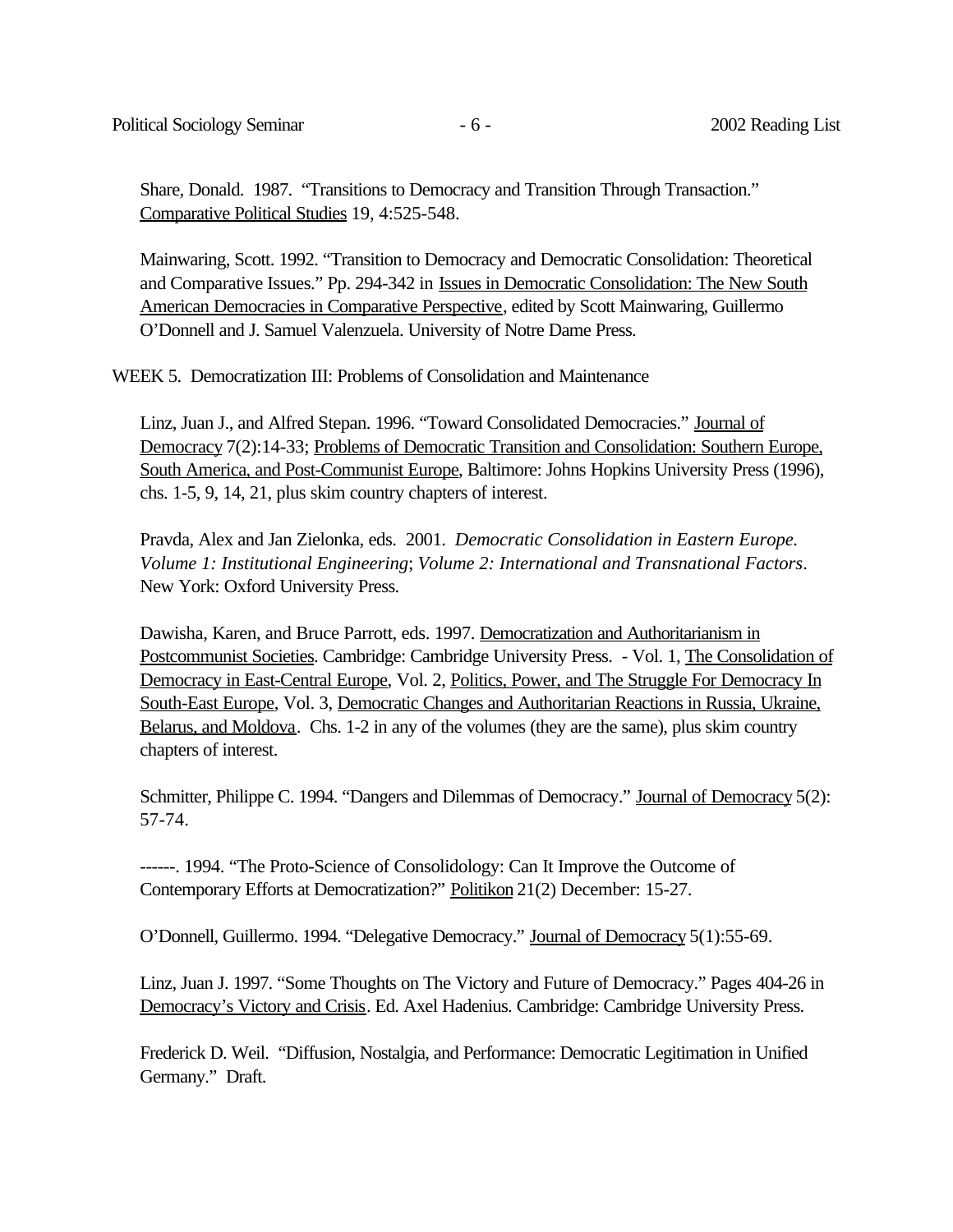Share, Donald. 1987. "Transitions to Democracy and Transition Through Transaction." Comparative Political Studies 19, 4:525-548.

Mainwaring, Scott. 1992. "Transition to Democracy and Democratic Consolidation: Theoretical and Comparative Issues." Pp. 294-342 in Issues in Democratic Consolidation: The New South American Democracies in Comparative Perspective, edited by Scott Mainwaring, Guillermo O'Donnell and J. Samuel Valenzuela. University of Notre Dame Press.

WEEK 5. Democratization III: Problems of Consolidation and Maintenance

Linz, Juan J., and Alfred Stepan. 1996. "Toward Consolidated Democracies." Journal of Democracy 7(2):14-33; Problems of Democratic Transition and Consolidation: Southern Europe, South America, and Post-Communist Europe, Baltimore: Johns Hopkins University Press (1996), chs. 1-5, 9, 14, 21, plus skim country chapters of interest.

Pravda, Alex and Jan Zielonka, eds. 2001. *Democratic Consolidation in Eastern Europe. Volume 1: Institutional Engineering*; *Volume 2: International and Transnational Factors*. New York: Oxford University Press.

Dawisha, Karen, and Bruce Parrott, eds. 1997. Democratization and Authoritarianism in Postcommunist Societies. Cambridge: Cambridge University Press. - Vol. 1, The Consolidation of Democracy in East-Central Europe, Vol. 2, Politics, Power, and The Struggle For Democracy In South-East Europe, Vol. 3, Democratic Changes and Authoritarian Reactions in Russia, Ukraine, Belarus, and Moldova. Chs. 1-2 in any of the volumes (they are the same), plus skim country chapters of interest.

Schmitter, Philippe C. 1994. "Dangers and Dilemmas of Democracy." Journal of Democracy 5(2): 57-74.

------. 1994. "The Proto-Science of Consolidology: Can It Improve the Outcome of Contemporary Efforts at Democratization?" Politikon 21(2) December: 15-27.

O'Donnell, Guillermo. 1994. "Delegative Democracy." Journal of Democracy 5(1):55-69.

Linz, Juan J. 1997. "Some Thoughts on The Victory and Future of Democracy." Pages 404-26 in Democracy's Victory and Crisis. Ed. Axel Hadenius. Cambridge: Cambridge University Press.

Frederick D. Weil. "Diffusion, Nostalgia, and Performance: Democratic Legitimation in Unified Germany." Draft.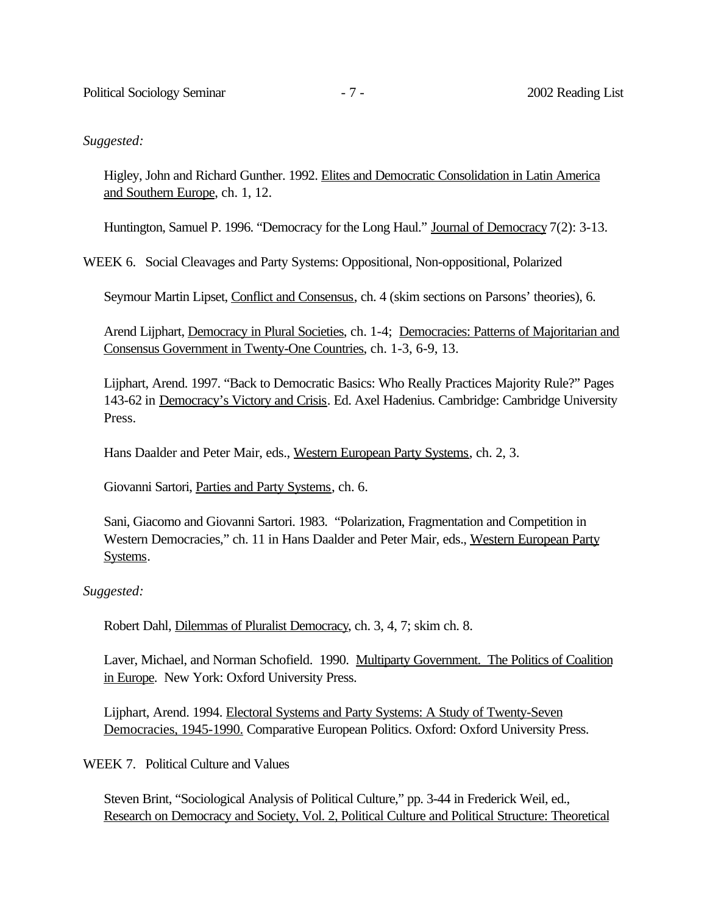*Suggested:*

Higley, John and Richard Gunther. 1992. Elites and Democratic Consolidation in Latin America and Southern Europe, ch. 1, 12.

Huntington, Samuel P. 1996. "Democracy for the Long Haul." Journal of Democracy 7(2): 3-13.

WEEK 6. Social Cleavages and Party Systems: Oppositional, Non-oppositional, Polarized

Seymour Martin Lipset, Conflict and Consensus, ch. 4 (skim sections on Parsons' theories), 6.

Arend Lijphart, Democracy in Plural Societies, ch. 1-4; Democracies: Patterns of Majoritarian and Consensus Government in Twenty-One Countries, ch. 1-3, 6-9, 13.

Lijphart, Arend. 1997. "Back to Democratic Basics: Who Really Practices Majority Rule?" Pages 143-62 in Democracy's Victory and Crisis. Ed. Axel Hadenius. Cambridge: Cambridge University Press.

Hans Daalder and Peter Mair, eds., Western European Party Systems, ch. 2, 3.

Giovanni Sartori, Parties and Party Systems, ch. 6.

Sani, Giacomo and Giovanni Sartori. 1983. "Polarization, Fragmentation and Competition in Western Democracies," ch. 11 in Hans Daalder and Peter Mair, eds., Western European Party Systems.

*Suggested:*

Robert Dahl, Dilemmas of Pluralist Democracy, ch. 3, 4, 7; skim ch. 8.

Laver, Michael, and Norman Schofield. 1990. Multiparty Government. The Politics of Coalition in Europe. New York: Oxford University Press.

Lijphart, Arend. 1994. Electoral Systems and Party Systems: A Study of Twenty-Seven Democracies, 1945-1990. Comparative European Politics. Oxford: Oxford University Press.

WEEK 7. Political Culture and Values

Steven Brint, "Sociological Analysis of Political Culture," pp. 3-44 in Frederick Weil, ed., Research on Democracy and Society, Vol. 2, Political Culture and Political Structure: Theoretical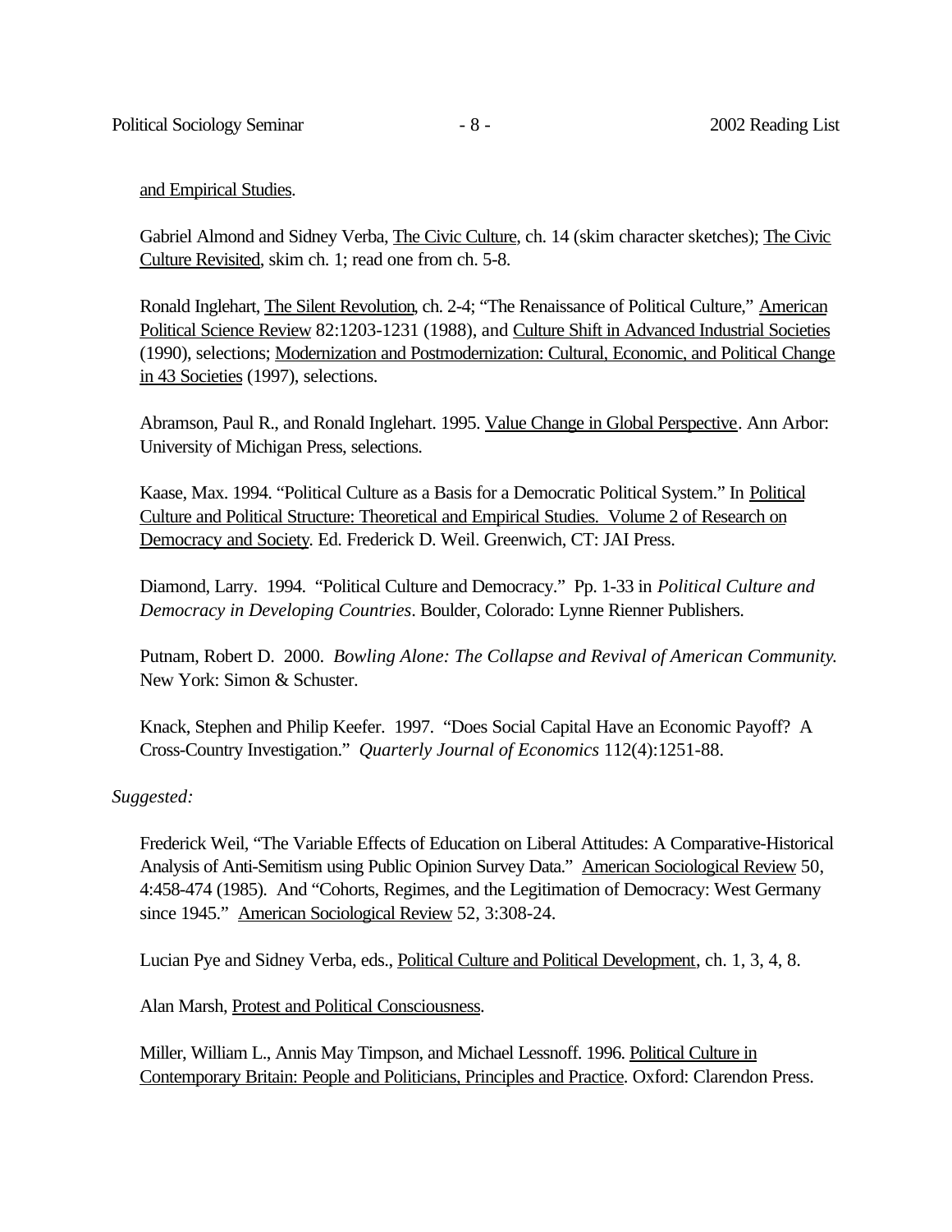and Empirical Studies.

Gabriel Almond and Sidney Verba, The Civic Culture, ch. 14 (skim character sketches); The Civic Culture Revisited, skim ch. 1; read one from ch. 5-8.

Ronald Inglehart, The Silent Revolution, ch. 2-4; "The Renaissance of Political Culture," American Political Science Review 82:1203-1231 (1988), and Culture Shift in Advanced Industrial Societies (1990), selections; Modernization and Postmodernization: Cultural, Economic, and Political Change in 43 Societies (1997), selections.

Abramson, Paul R., and Ronald Inglehart. 1995. Value Change in Global Perspective. Ann Arbor: University of Michigan Press, selections.

Kaase, Max. 1994. "Political Culture as a Basis for a Democratic Political System." In Political Culture and Political Structure: Theoretical and Empirical Studies. Volume 2 of Research on Democracy and Society. Ed. Frederick D. Weil. Greenwich, CT: JAI Press.

Diamond, Larry. 1994. "Political Culture and Democracy." Pp. 1-33 in *Political Culture and Democracy in Developing Countries*. Boulder, Colorado: Lynne Rienner Publishers.

Putnam, Robert D. 2000. *Bowling Alone: The Collapse and Revival of American Community.* New York: Simon & Schuster.

Knack, Stephen and Philip Keefer. 1997. "Does Social Capital Have an Economic Payoff? A Cross-Country Investigation." *Quarterly Journal of Economics* 112(4):1251-88.

*Suggested:*

Frederick Weil, "The Variable Effects of Education on Liberal Attitudes: A Comparative-Historical Analysis of Anti-Semitism using Public Opinion Survey Data." American Sociological Review 50, 4:458-474 (1985). And "Cohorts, Regimes, and the Legitimation of Democracy: West Germany since 1945." American Sociological Review 52, 3:308-24.

Lucian Pye and Sidney Verba, eds., Political Culture and Political Development, ch. 1, 3, 4, 8.

Alan Marsh, Protest and Political Consciousness.

Miller, William L., Annis May Timpson, and Michael Lessnoff. 1996. Political Culture in Contemporary Britain: People and Politicians, Principles and Practice. Oxford: Clarendon Press.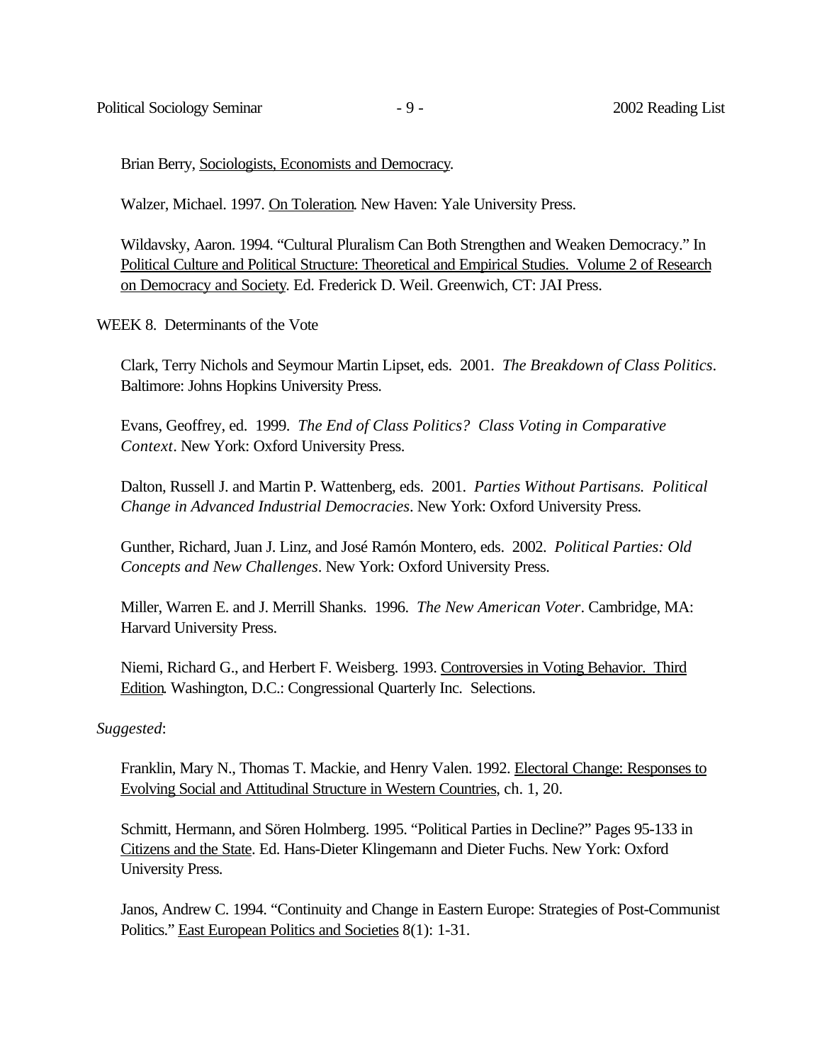Brian Berry, Sociologists, Economists and Democracy.

Walzer, Michael. 1997. On Toleration. New Haven: Yale University Press.

Wildavsky, Aaron. 1994. "Cultural Pluralism Can Both Strengthen and Weaken Democracy." In Political Culture and Political Structure: Theoretical and Empirical Studies. Volume 2 of Research on Democracy and Society. Ed. Frederick D. Weil. Greenwich, CT: JAI Press.

WEEK 8. Determinants of the Vote

Clark, Terry Nichols and Seymour Martin Lipset, eds. 2001. *The Breakdown of Class Politics*. Baltimore: Johns Hopkins University Press.

Evans, Geoffrey, ed. 1999. *The End of Class Politics? Class Voting in Comparative Context*. New York: Oxford University Press.

Dalton, Russell J. and Martin P. Wattenberg, eds. 2001. *Parties Without Partisans. Political Change in Advanced Industrial Democracies*. New York: Oxford University Press.

Gunther, Richard, Juan J. Linz, and José Ramón Montero, eds. 2002. *Political Parties: Old Concepts and New Challenges*. New York: Oxford University Press.

Miller, Warren E. and J. Merrill Shanks. 1996. *The New American Voter*. Cambridge, MA: Harvard University Press.

Niemi, Richard G., and Herbert F. Weisberg. 1993. Controversies in Voting Behavior. Third Edition. Washington, D.C.: Congressional Quarterly Inc. Selections.

*Suggested*:

Franklin, Mary N., Thomas T. Mackie, and Henry Valen. 1992. Electoral Change: Responses to Evolving Social and Attitudinal Structure in Western Countries, ch. 1, 20.

Schmitt, Hermann, and Sören Holmberg. 1995. "Political Parties in Decline?" Pages 95-133 in Citizens and the State. Ed. Hans-Dieter Klingemann and Dieter Fuchs. New York: Oxford University Press.

Janos, Andrew C. 1994. "Continuity and Change in Eastern Europe: Strategies of Post-Communist Politics." East European Politics and Societies 8(1): 1-31.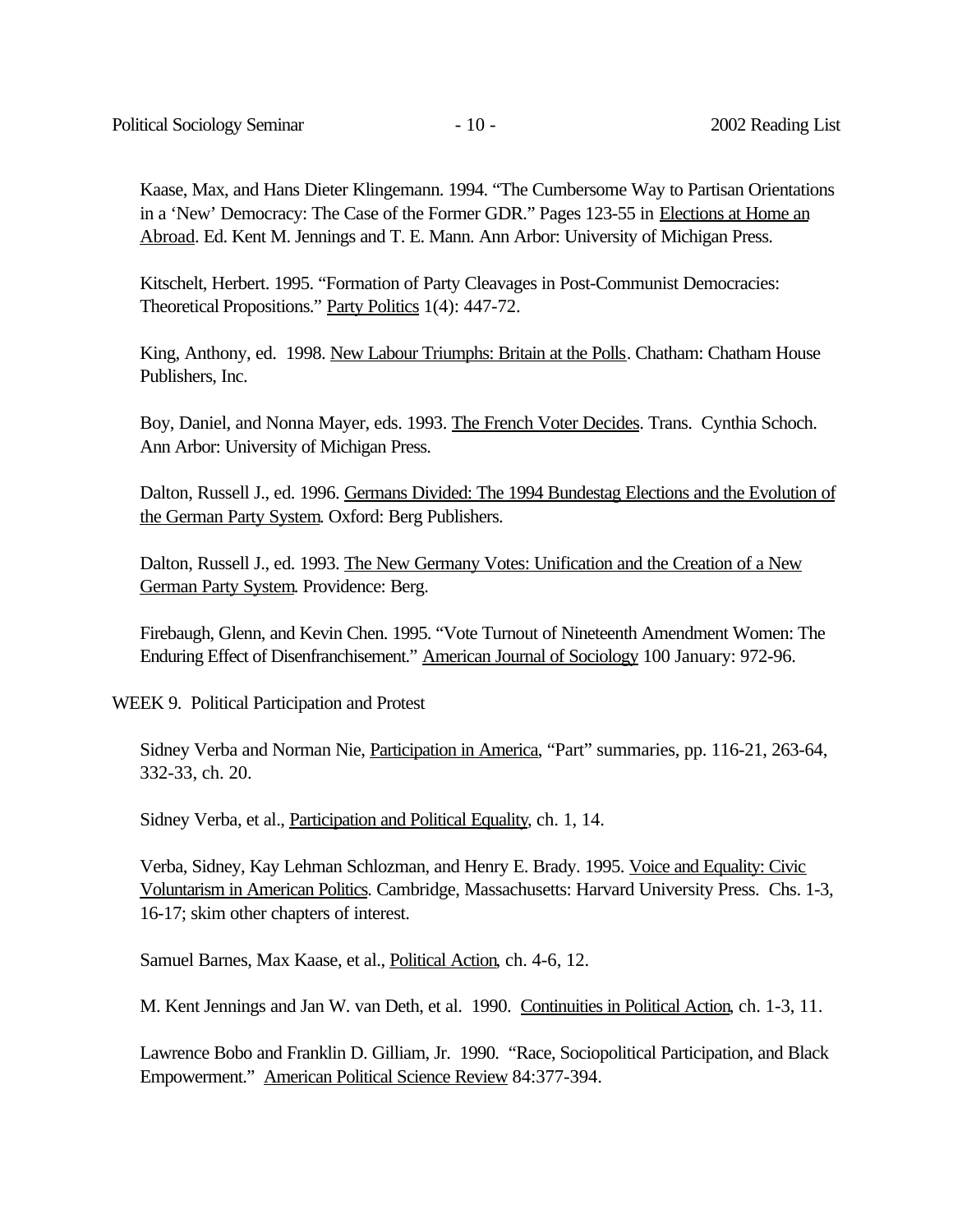Kaase, Max, and Hans Dieter Klingemann. 1994. "The Cumbersome Way to Partisan Orientations in a 'New' Democracy: The Case of the Former GDR." Pages 123-55 in Elections at Home an Abroad. Ed. Kent M. Jennings and T. E. Mann. Ann Arbor: University of Michigan Press.

Kitschelt, Herbert. 1995. "Formation of Party Cleavages in Post-Communist Democracies: Theoretical Propositions." Party Politics 1(4): 447-72.

King, Anthony, ed. 1998. New Labour Triumphs: Britain at the Polls. Chatham: Chatham House Publishers, Inc.

Boy, Daniel, and Nonna Mayer, eds. 1993. The French Voter Decides. Trans. Cynthia Schoch. Ann Arbor: University of Michigan Press.

Dalton, Russell J., ed. 1996. Germans Divided: The 1994 Bundestag Elections and the Evolution of the German Party System. Oxford: Berg Publishers.

Dalton, Russell J., ed. 1993. The New Germany Votes: Unification and the Creation of a New German Party System. Providence: Berg.

Firebaugh, Glenn, and Kevin Chen. 1995. "Vote Turnout of Nineteenth Amendment Women: The Enduring Effect of Disenfranchisement." American Journal of Sociology 100 January: 972-96.

WEEK 9. Political Participation and Protest

Sidney Verba and Norman Nie, Participation in America, "Part" summaries, pp. 116-21, 263-64, 332-33, ch. 20.

Sidney Verba, et al., Participation and Political Equality, ch. 1, 14.

Verba, Sidney, Kay Lehman Schlozman, and Henry E. Brady. 1995. Voice and Equality: Civic Voluntarism in American Politics. Cambridge, Massachusetts: Harvard University Press. Chs. 1-3, 16-17; skim other chapters of interest.

Samuel Barnes, Max Kaase, et al., Political Action, ch. 4-6, 12.

M. Kent Jennings and Jan W. van Deth, et al. 1990. Continuities in Political Action, ch. 1-3, 11.

Lawrence Bobo and Franklin D. Gilliam, Jr. 1990. "Race, Sociopolitical Participation, and Black Empowerment." American Political Science Review 84:377-394.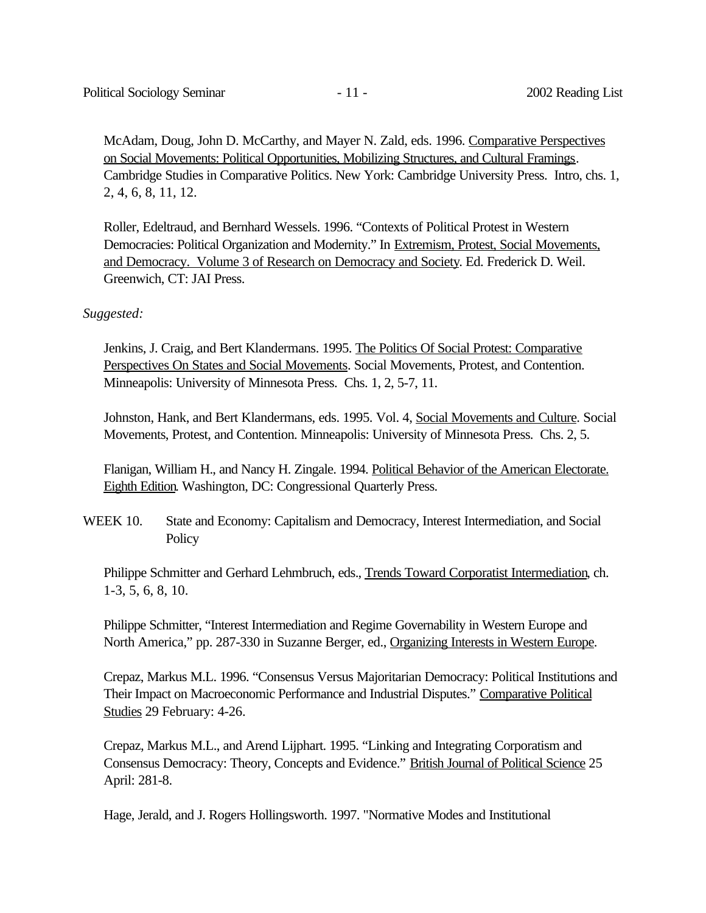McAdam, Doug, John D. McCarthy, and Mayer N. Zald, eds. 1996. Comparative Perspectives on Social Movements: Political Opportunities, Mobilizing Structures, and Cultural Framings. Cambridge Studies in Comparative Politics. New York: Cambridge University Press. Intro, chs. 1, 2, 4, 6, 8, 11, 12.

Roller, Edeltraud, and Bernhard Wessels. 1996. "Contexts of Political Protest in Western Democracies: Political Organization and Modernity." In Extremism, Protest, Social Movements, and Democracy. Volume 3 of Research on Democracy and Society. Ed. Frederick D. Weil. Greenwich, CT: JAI Press.

*Suggested:*

Jenkins, J. Craig, and Bert Klandermans. 1995. The Politics Of Social Protest: Comparative Perspectives On States and Social Movements. Social Movements, Protest, and Contention. Minneapolis: University of Minnesota Press. Chs. 1, 2, 5-7, 11.

Johnston, Hank, and Bert Klandermans, eds. 1995. Vol. 4, Social Movements and Culture. Social Movements, Protest, and Contention. Minneapolis: University of Minnesota Press. Chs. 2, 5.

Flanigan, William H., and Nancy H. Zingale. 1994. Political Behavior of the American Electorate. Eighth Edition. Washington, DC: Congressional Quarterly Press.

WEEK 10. State and Economy: Capitalism and Democracy, Interest Intermediation, and Social Policy

Philippe Schmitter and Gerhard Lehmbruch, eds., Trends Toward Corporatist Intermediation, ch. 1-3, 5, 6, 8, 10.

Philippe Schmitter, "Interest Intermediation and Regime Governability in Western Europe and North America," pp. 287-330 in Suzanne Berger, ed., Organizing Interests in Western Europe.

Crepaz, Markus M.L. 1996. "Consensus Versus Majoritarian Democracy: Political Institutions and Their Impact on Macroeconomic Performance and Industrial Disputes." Comparative Political Studies 29 February: 4-26.

Crepaz, Markus M.L., and Arend Lijphart. 1995. "Linking and Integrating Corporatism and Consensus Democracy: Theory, Concepts and Evidence." British Journal of Political Science 25 April: 281-8.

Hage, Jerald, and J. Rogers Hollingsworth. 1997. "Normative Modes and Institutional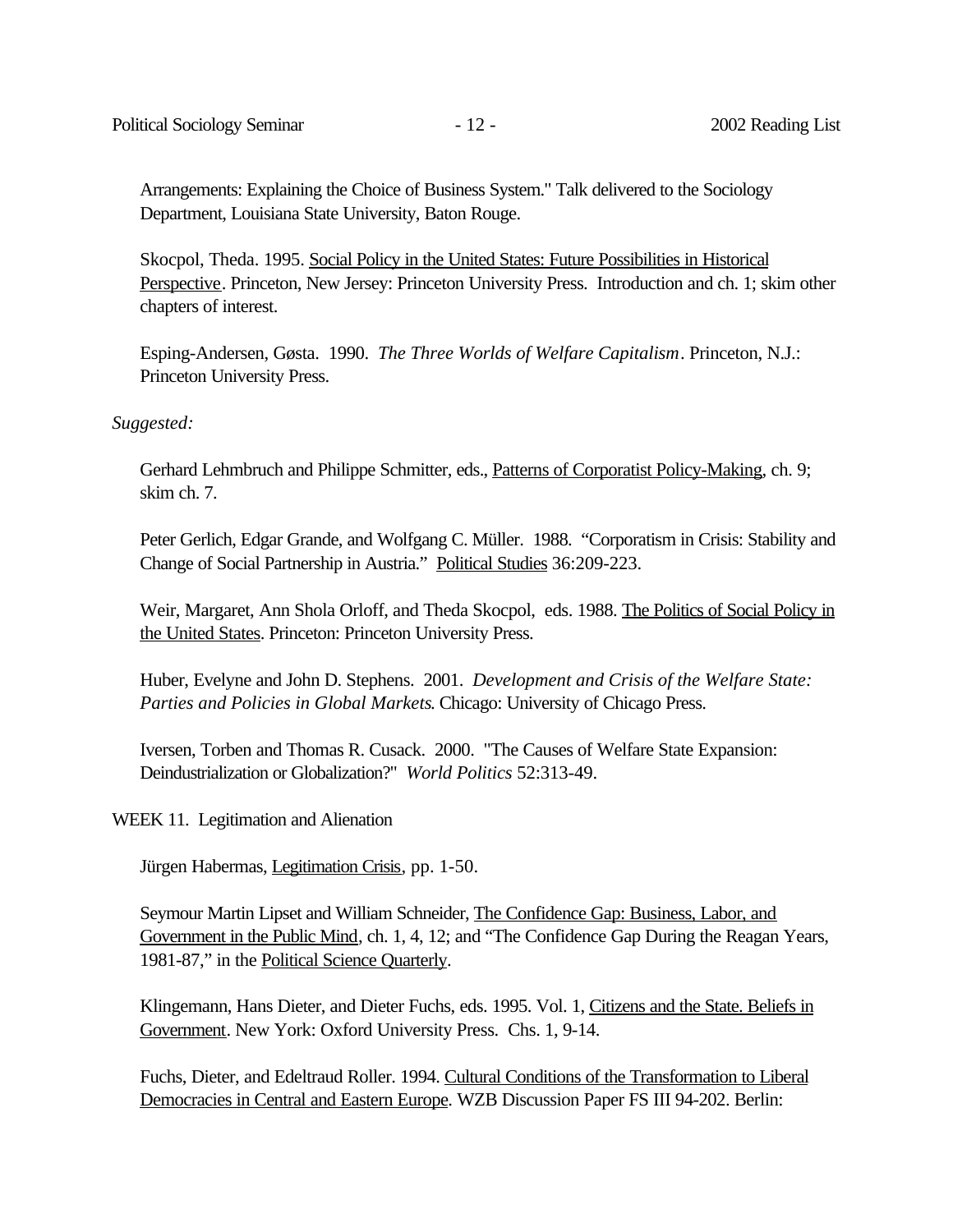Arrangements: Explaining the Choice of Business System." Talk delivered to the Sociology Department, Louisiana State University, Baton Rouge.

Skocpol, Theda. 1995. Social Policy in the United States: Future Possibilities in Historical Perspective. Princeton, New Jersey: Princeton University Press. Introduction and ch. 1; skim other chapters of interest.

Esping-Andersen, Gøsta. 1990. *The Three Worlds of Welfare Capitalism*. Princeton, N.J.: Princeton University Press.

*Suggested:*

Gerhard Lehmbruch and Philippe Schmitter, eds., Patterns of Corporatist Policy-Making, ch. 9; skim ch. 7.

Peter Gerlich, Edgar Grande, and Wolfgang C. Müller. 1988. "Corporatism in Crisis: Stability and Change of Social Partnership in Austria." Political Studies 36:209-223.

Weir, Margaret, Ann Shola Orloff, and Theda Skocpol, eds. 1988. The Politics of Social Policy in the United States. Princeton: Princeton University Press.

Huber, Evelyne and John D. Stephens. 2001. *Development and Crisis of the Welfare State: Parties and Policies in Global Markets*. Chicago: University of Chicago Press.

Iversen, Torben and Thomas R. Cusack. 2000. "The Causes of Welfare State Expansion: Deindustrialization or Globalization?" *World Politics* 52:313-49.

WEEK 11. Legitimation and Alienation

Jürgen Habermas, Legitimation Crisis, pp. 1-50.

Seymour Martin Lipset and William Schneider, The Confidence Gap: Business, Labor, and Government in the Public Mind, ch. 1, 4, 12; and "The Confidence Gap During the Reagan Years, 1981-87," in the Political Science Quarterly.

Klingemann, Hans Dieter, and Dieter Fuchs, eds. 1995. Vol. 1, Citizens and the State. Beliefs in Government. New York: Oxford University Press. Chs. 1, 9-14.

Fuchs, Dieter, and Edeltraud Roller. 1994. Cultural Conditions of the Transformation to Liberal Democracies in Central and Eastern Europe. WZB Discussion Paper FS III 94-202. Berlin: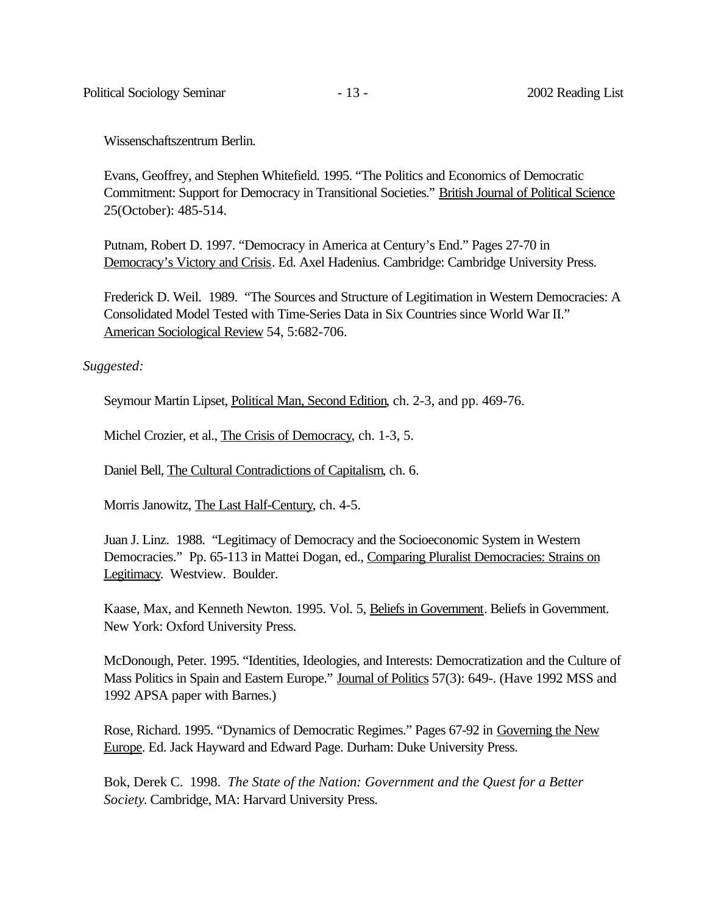Wissenschaftszentrum Berlin.

Evans, Geoffrey, and Stephen Whitefield. 1995. "The Politics and Economics of Democratic Commitment: Support for Democracy in Transitional Societies." British Journal of Political Science 25(October): 485-514.

Putnam, Robert D. 1997. "Democracy in America at Century's End." Pages 27-70 in Democracy's Victory and Crisis. Ed. Axel Hadenius. Cambridge: Cambridge University Press.

Frederick D. Weil. 1989. "The Sources and Structure of Legitimation in Western Democracies: A Consolidated Model Tested with Time-Series Data in Six Countries since World War II." American Sociological Review 54, 5:682-706.

*Suggested:*

Seymour Martin Lipset, Political Man, Second Edition, ch. 2-3, and pp. 469-76.

Michel Crozier, et al., The Crisis of Democracy, ch. 1-3, 5.

Daniel Bell, The Cultural Contradictions of Capitalism, ch. 6.

Morris Janowitz, The Last Half-Century, ch. 4-5.

Juan J. Linz. 1988. "Legitimacy of Democracy and the Socioeconomic System in Western Democracies." Pp. 65-113 in Mattei Dogan, ed., Comparing Pluralist Democracies: Strains on Legitimacy. Westview. Boulder.

Kaase, Max, and Kenneth Newton. 1995. Vol. 5, Beliefs in Government. Beliefs in Government. New York: Oxford University Press.

McDonough, Peter. 1995. "Identities, Ideologies, and Interests: Democratization and the Culture of Mass Politics in Spain and Eastern Europe." Journal of Politics 57(3): 649-. (Have 1992 MSS and 1992 APSA paper with Barnes.)

Rose, Richard. 1995. "Dynamics of Democratic Regimes." Pages 67-92 in Governing the New Europe. Ed. Jack Hayward and Edward Page. Durham: Duke University Press.

Bok, Derek C. 1998. *The State of the Nation: Government and the Quest for a Better Society.* Cambridge, MA: Harvard University Press.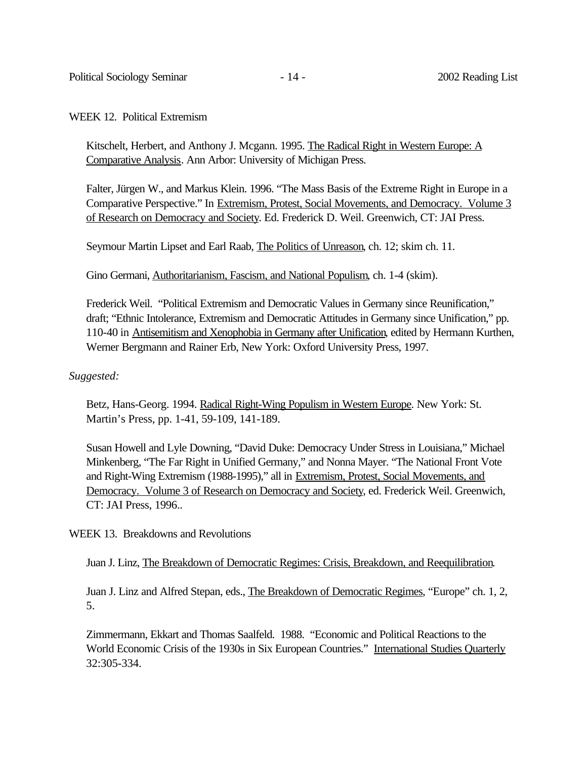WEEK 12. Political Extremism

Kitschelt, Herbert, and Anthony J. Mcgann. 1995. The Radical Right in Western Europe: A Comparative Analysis. Ann Arbor: University of Michigan Press.

Falter, Jürgen W., and Markus Klein. 1996. "The Mass Basis of the Extreme Right in Europe in a Comparative Perspective." In Extremism, Protest, Social Movements, and Democracy. Volume 3 of Research on Democracy and Society. Ed. Frederick D. Weil. Greenwich, CT: JAI Press.

Seymour Martin Lipset and Earl Raab, The Politics of Unreason, ch. 12; skim ch. 11.

Gino Germani, Authoritarianism, Fascism, and National Populism, ch. 1-4 (skim).

Frederick Weil. "Political Extremism and Democratic Values in Germany since Reunification," draft; "Ethnic Intolerance, Extremism and Democratic Attitudes in Germany since Unification," pp. 110-40 in Antisemitism and Xenophobia in Germany after Unification, edited by Hermann Kurthen, Werner Bergmann and Rainer Erb, New York: Oxford University Press, 1997.

*Suggested:*

Betz, Hans-Georg. 1994. Radical Right-Wing Populism in Western Europe. New York: St. Martin's Press, pp. 1-41, 59-109, 141-189.

Susan Howell and Lyle Downing, "David Duke: Democracy Under Stress in Louisiana," Michael Minkenberg, "The Far Right in Unified Germany," and Nonna Mayer. "The National Front Vote and Right-Wing Extremism (1988-1995)," all in Extremism, Protest, Social Movements, and Democracy. Volume 3 of Research on Democracy and Society, ed. Frederick Weil. Greenwich, CT: JAI Press, 1996..

WEEK 13. Breakdowns and Revolutions

Juan J. Linz, The Breakdown of Democratic Regimes: Crisis, Breakdown, and Reequilibration.

Juan J. Linz and Alfred Stepan, eds., The Breakdown of Democratic Regimes, "Europe" ch. 1, 2, 5.

Zimmermann, Ekkart and Thomas Saalfeld. 1988. "Economic and Political Reactions to the World Economic Crisis of the 1930s in Six European Countries." International Studies Quarterly 32:305-334.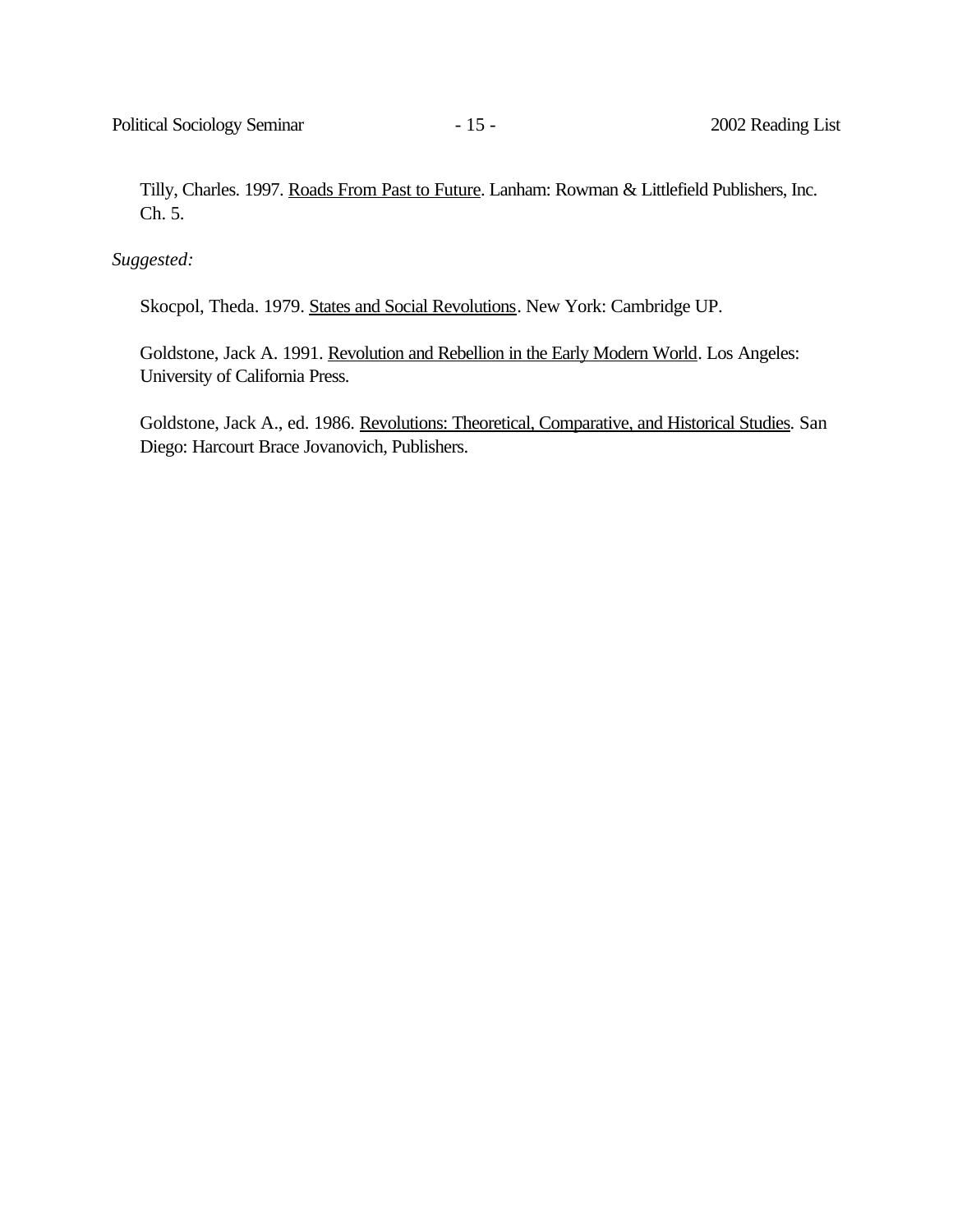Tilly, Charles. 1997. <u>Roads From Past to Future</u>. Lanham: Rowman & Littlefield Publishers, Inc. Ch. 5.

*Suggested:*

Skocpol, Theda. 1979. <u>States and Social Revolutions</u>. New York: Cambridge UP.

Goldstone, Jack A. 1991. <u>Revolution and Rebellion in the Early Modern World</u>. Los Angeles: University of California Press.

Goldstone, Jack A., ed. 1986. <u>Revolutions: Theoretical, Comparative, and Historical Studies</u>. San Diego: Harcourt Brace Jovanovich, Publishers.